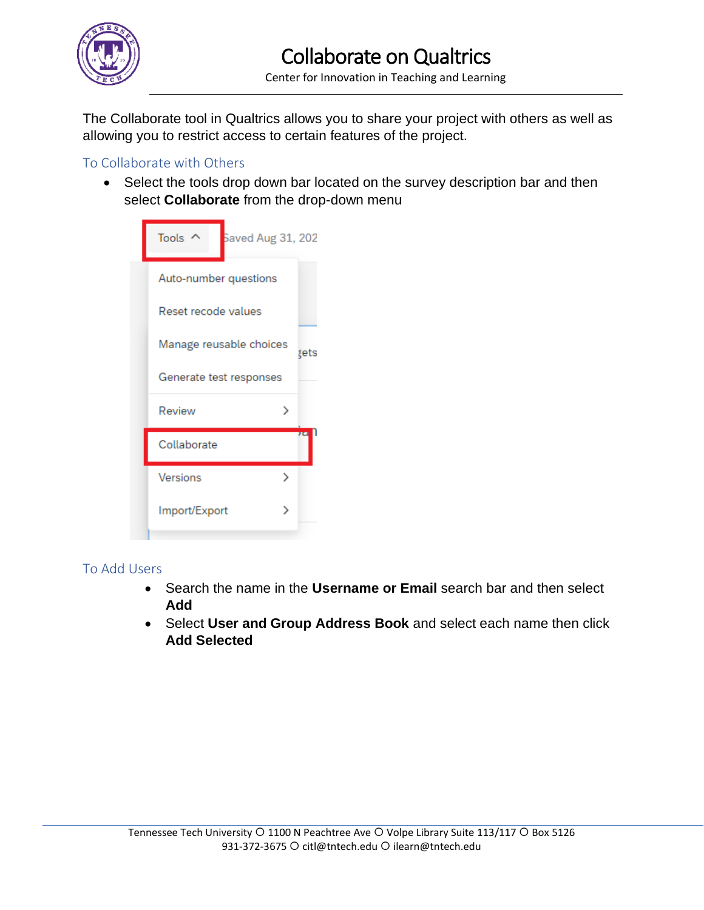# Collaborate on Qualtrics

Center for Innovation in Teaching and Learning

The Collaborate tool in Qualtrics allows you to share your project with others as well as allowing you to restrict access to certain features of the project.

## To Collaborate with Others

- Select the tools drop down bar located on the survey description bar and then select **Collaborate** from the drop-down menu

## To Add Users

- Search the name in the **Username or Email** search bar and then select **Add**
- Select **User and Group Address Book** and select each name then click **Add Selected**

Tennessee Tech University ○ 1100 N Peachtree Ave ○ Volpe Library Suite 113/117 ○ Box 5126
931-372-3675 ○ citl@tntech.edu ○ ilearn@tntech.edu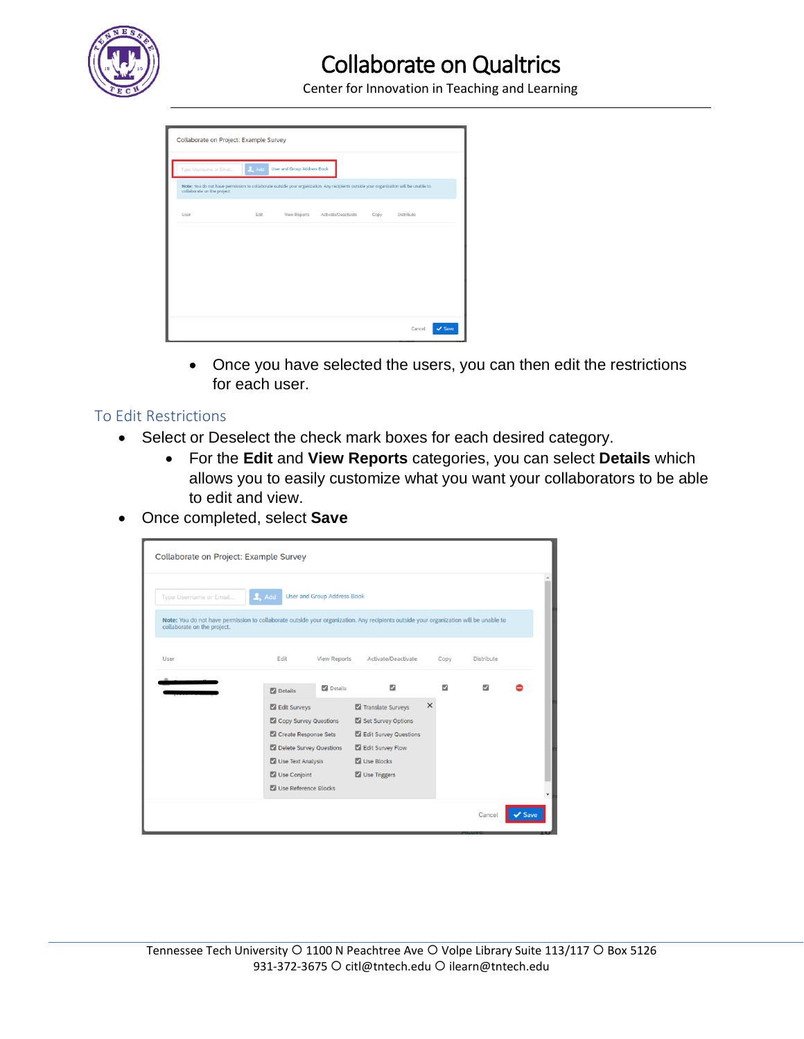- Once you have selected the users, you can then edit the restrictions for each user.

## To Edit Restrictions

- Select or Deselect the check mark boxes for each desired category.
    - For the **Edit** and **View Reports** categories, you can select **Details** which allows you to easily customize what you want your collaborators to be able to edit and view.
- Once completed, select **Save**